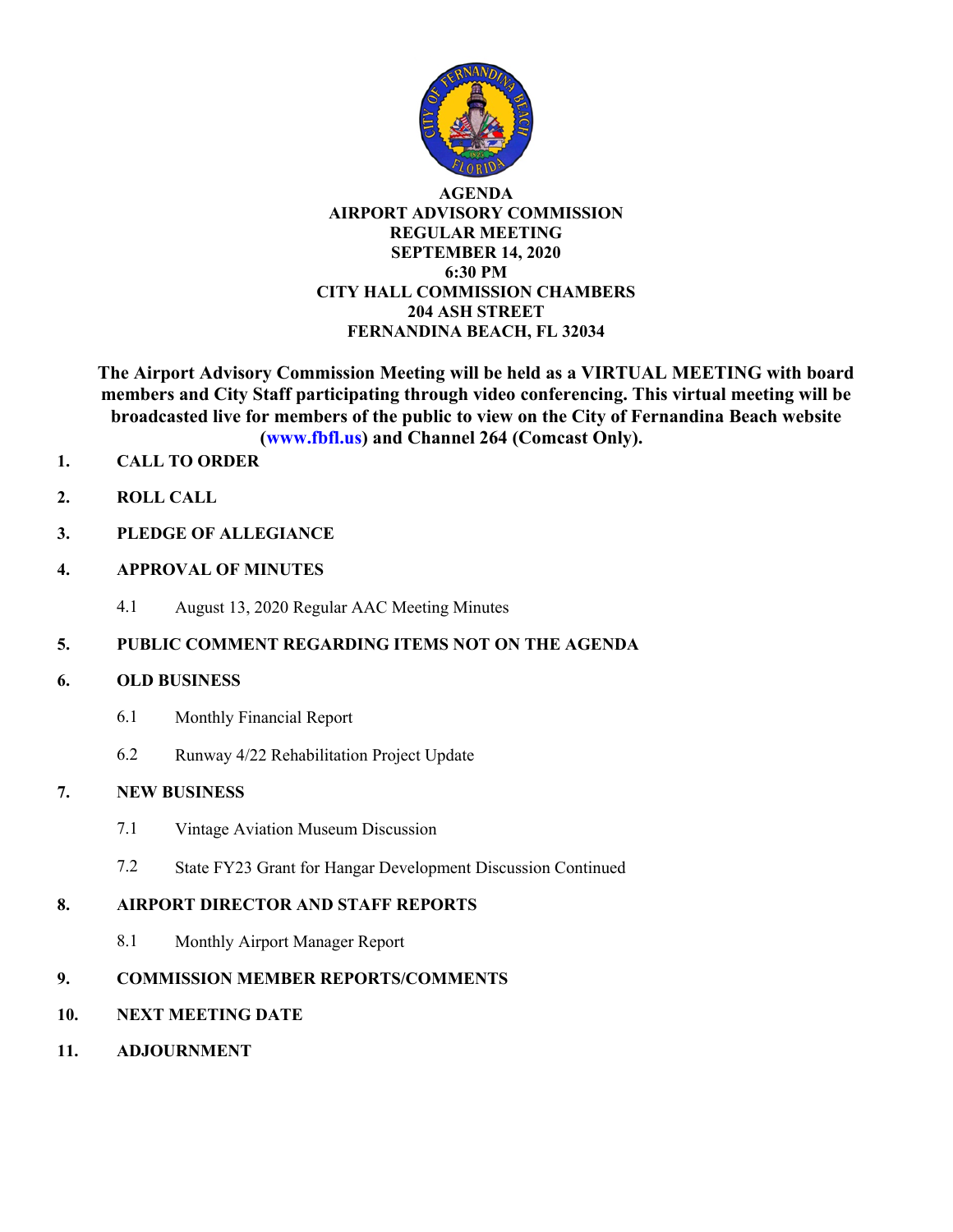# AGENDA
## AIRPORT ADVISORY COMMISSION
## REGULAR MEETING
## SEPTEMBER 14, 2020
## 6:30 PM
## CITY HALL COMMISSION CHAMBERS
## 204 ASH STREET
## FERNANDINA BEACH, FL 32034

**The Airport Advisory Commission Meeting will be held as a VIRTUAL MEETING with board members and City Staff participating through video conferencing. This virtual meeting will be broadcasted live for members of the public to view on the City of Fernandina Beach website (www.fbfl.us) and Channel 264 (Comcast Only).**

**1. CALL TO ORDER**

**2. ROLL CALL**

**3. PLEDGE OF ALLEGIANCE**

**4. APPROVAL OF MINUTES**

4.1 August 13, 2020 Regular AAC Meeting Minutes

**5. PUBLIC COMMENT REGARDING ITEMS NOT ON THE AGENDA**

**6. OLD BUSINESS**

6.1 Monthly Financial Report

6.2 Runway 4/22 Rehabilitation Project Update

**7. NEW BUSINESS**

7.1 Vintage Aviation Museum Discussion

7.2 State FY23 Grant for Hangar Development Discussion Continued

**8. AIRPORT DIRECTOR AND STAFF REPORTS**

8.1 Monthly Airport Manager Report

**9. COMMISSION MEMBER REPORTS/COMMENTS**

**10. NEXT MEETING DATE**

**11. ADJOURNMENT**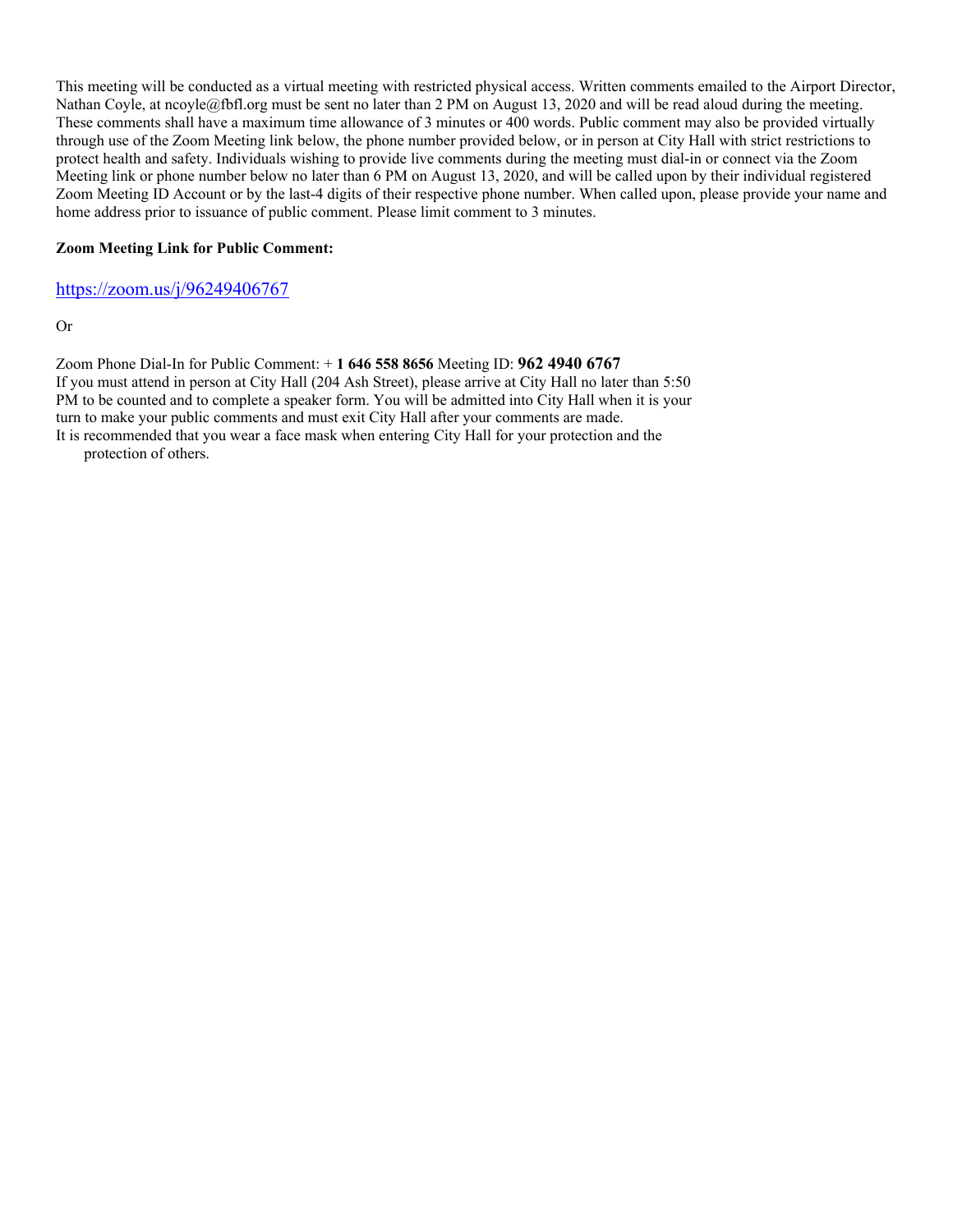This meeting will be conducted as a virtual meeting with restricted physical access. Written comments emailed to the Airport Director, Nathan Coyle, at ncoyle@fbfl.org must be sent no later than 2 PM on August 13, 2020 and will be read aloud during the meeting. These comments shall have a maximum time allowance of 3 minutes or 400 words. Public comment may also be provided virtually through use of the Zoom Meeting link below, the phone number provided below, or in person at City Hall with strict restrictions to protect health and safety. Individuals wishing to provide live comments during the meeting must dial-in or connect via the Zoom Meeting link or phone number below no later than 6 PM on August 13, 2020, and will be called upon by their individual registered Zoom Meeting ID Account or by the last-4 digits of their respective phone number. When called upon, please provide your name and home address prior to issuance of public comment. Please limit comment to 3 minutes.

**Zoom Meeting Link for Public Comment:**

https://zoom.us/j/96249406767

Or

Zoom Phone Dial-In for Public Comment: + **1 646 558 8656** Meeting ID: **962 4940 6767**

If you must attend in person at City Hall (204 Ash Street), please arrive at City Hall no later than 5:50 PM to be counted and to complete a speaker form. You will be admitted into City Hall when it is your turn to make your public comments and must exit City Hall after your comments are made.

It is recommended that you wear a face mask when entering City Hall for your protection and the protection of others.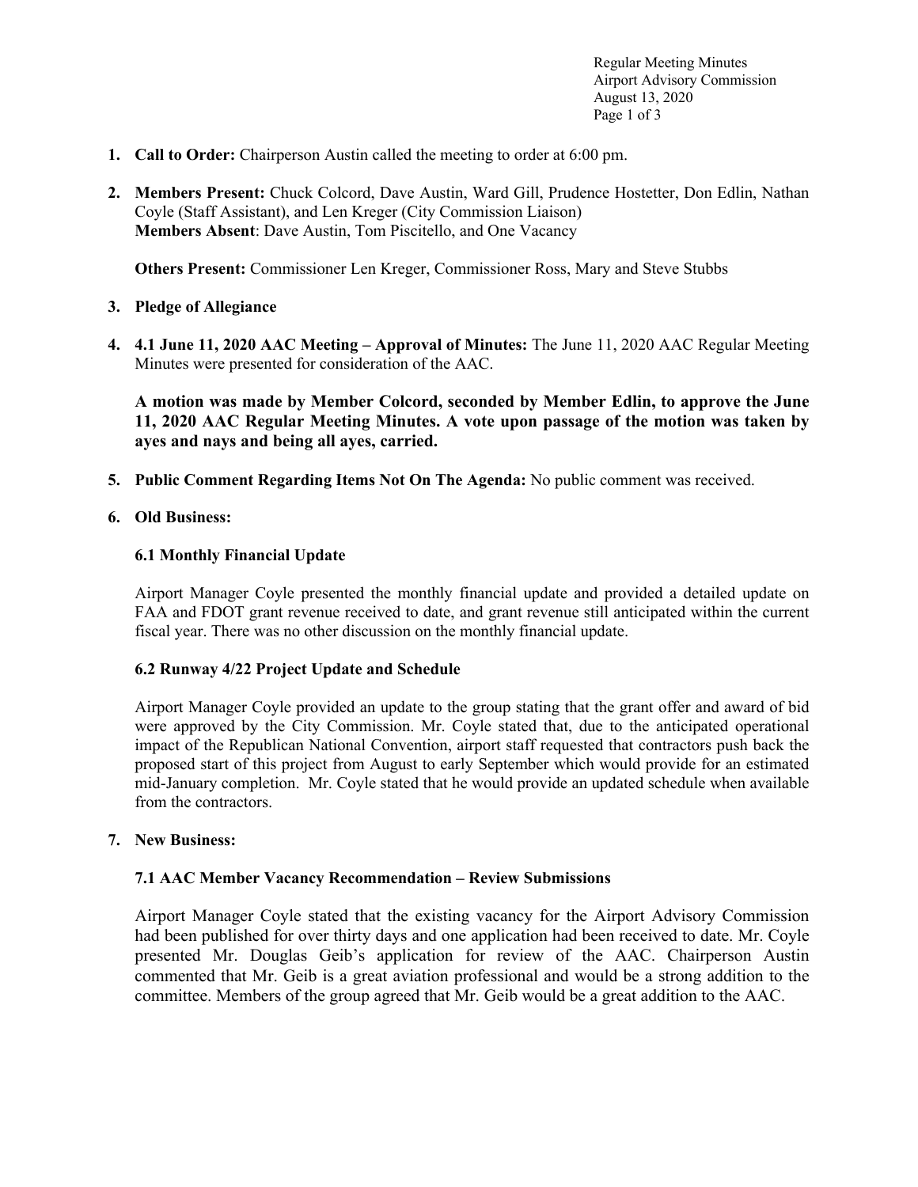1. **Call to Order:** Chairperson Austin called the meeting to order at 6:00 pm.

2. **Members Present:** Chuck Colcord, Dave Austin, Ward Gill, Prudence Hostetter, Don Edlin, Nathan Coyle (Staff Assistant), and Len Kreger (City Commission Liaison)
   **Members Absent**: Dave Austin, Tom Piscitello, and One Vacancy

   **Others Present:** Commissioner Len Kreger, Commissioner Ross, Mary and Steve Stubbs

3. **Pledge of Allegiance**

4. **4.1 June 11, 2020 AAC Meeting – Approval of Minutes:** The June 11, 2020 AAC Regular Meeting Minutes were presented for consideration of the AAC.

   **A motion was made by Member Colcord, seconded by Member Edlin, to approve the June 11, 2020 AAC Regular Meeting Minutes. A vote upon passage of the motion was taken by ayes and nays and being all ayes, carried.**

5. **Public Comment Regarding Items Not On The Agenda:** No public comment was received.

6. **Old Business:**

   **6.1 Monthly Financial Update**

   Airport Manager Coyle presented the monthly financial update and provided a detailed update on FAA and FDOT grant revenue received to date, and grant revenue still anticipated within the current fiscal year. There was no other discussion on the monthly financial update.

   **6.2 Runway 4/22 Project Update and Schedule**

   Airport Manager Coyle provided an update to the group stating that the grant offer and award of bid were approved by the City Commission. Mr. Coyle stated that, due to the anticipated operational impact of the Republican National Convention, airport staff requested that contractors push back the proposed start of this project from August to early September which would provide for an estimated mid-January completion. Mr. Coyle stated that he would provide an updated schedule when available from the contractors.

7. **New Business:**

   **7.1 AAC Member Vacancy Recommendation – Review Submissions**

   Airport Manager Coyle stated that the existing vacancy for the Airport Advisory Commission had been published for over thirty days and one application had been received to date. Mr. Coyle presented Mr. Douglas Geib's application for review of the AAC. Chairperson Austin commented that Mr. Geib is a great aviation professional and would be a strong addition to the committee. Members of the group agreed that Mr. Geib would be a great addition to the AAC.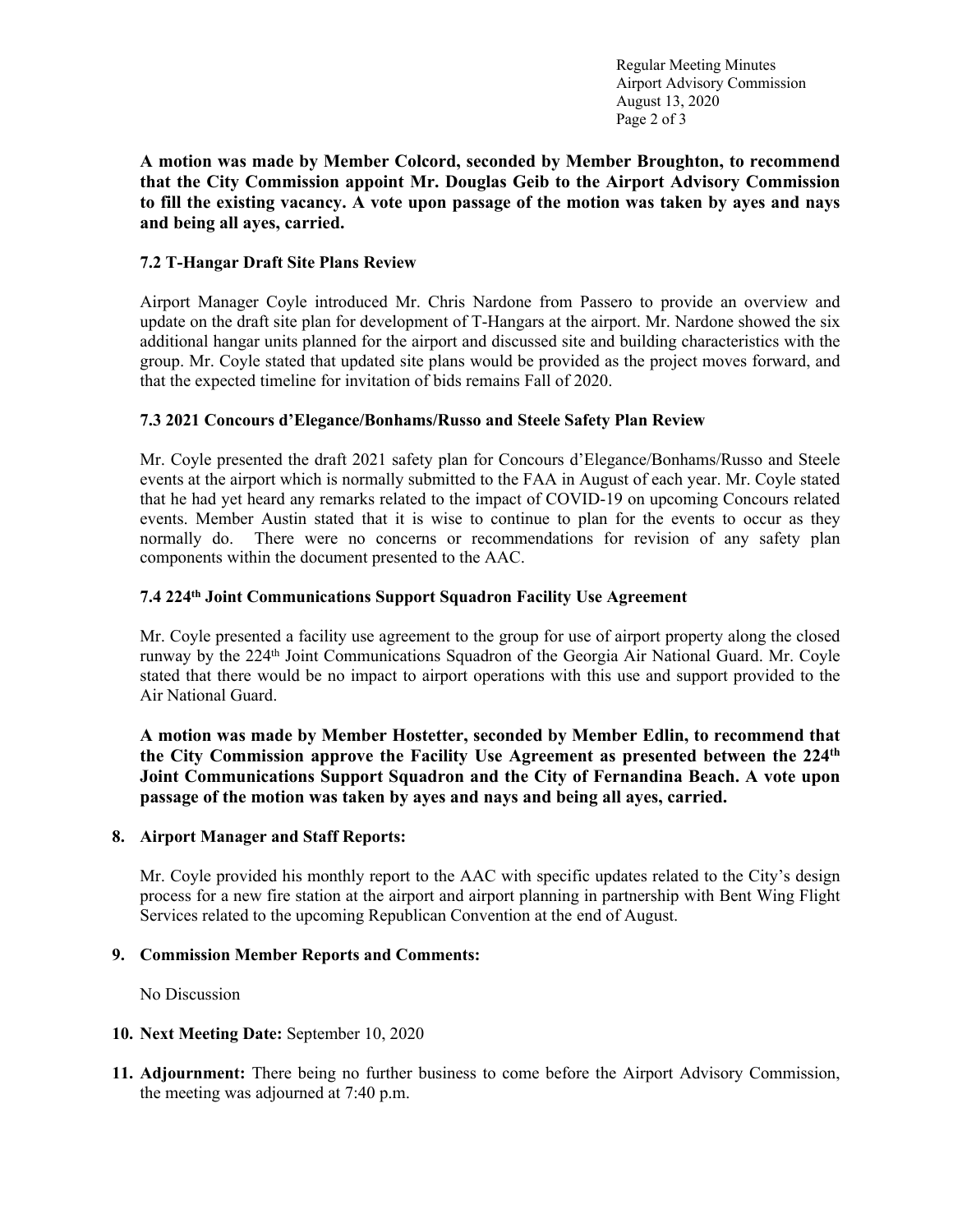**A motion was made by Member Colcord, seconded by Member Broughton, to recommend that the City Commission appoint Mr. Douglas Geib to the Airport Advisory Commission to fill the existing vacancy. A vote upon passage of the motion was taken by ayes and nays and being all ayes, carried.**

### 7.2 T-Hangar Draft Site Plans Review

Airport Manager Coyle introduced Mr. Chris Nardone from Passero to provide an overview and update on the draft site plan for development of T-Hangars at the airport. Mr. Nardone showed the six additional hangar units planned for the airport and discussed site and building characteristics with the group. Mr. Coyle stated that updated site plans would be provided as the project moves forward, and that the expected timeline for invitation of bids remains Fall of 2020.

### 7.3 2021 Concours d'Elegance/Bonhams/Russo and Steele Safety Plan Review

Mr. Coyle presented the draft 2021 safety plan for Concours d'Elegance/Bonhams/Russo and Steele events at the airport which is normally submitted to the FAA in August of each year. Mr. Coyle stated that he had yet heard any remarks related to the impact of COVID-19 on upcoming Concours related events. Member Austin stated that it is wise to continue to plan for the events to occur as they normally do. There were no concerns or recommendations for revision of any safety plan components within the document presented to the AAC.

### 7.4 224th Joint Communications Support Squadron Facility Use Agreement

Mr. Coyle presented a facility use agreement to the group for use of airport property along the closed runway by the 224th Joint Communications Squadron of the Georgia Air National Guard. Mr. Coyle stated that there would be no impact to airport operations with this use and support provided to the Air National Guard.

**A motion was made by Member Hostetter, seconded by Member Edlin, to recommend that the City Commission approve the Facility Use Agreement as presented between the 224th Joint Communications Support Squadron and the City of Fernandina Beach. A vote upon passage of the motion was taken by ayes and nays and being all ayes, carried.**

## 8. Airport Manager and Staff Reports:

Mr. Coyle provided his monthly report to the AAC with specific updates related to the City's design process for a new fire station at the airport and airport planning in partnership with Bent Wing Flight Services related to the upcoming Republican Convention at the end of August.

## 9. Commission Member Reports and Comments:

No Discussion

## 10. Next Meeting Date: September 10, 2020

## 11. Adjournment: There being no further business to come before the Airport Advisory Commission, the meeting was adjourned at 7:40 p.m.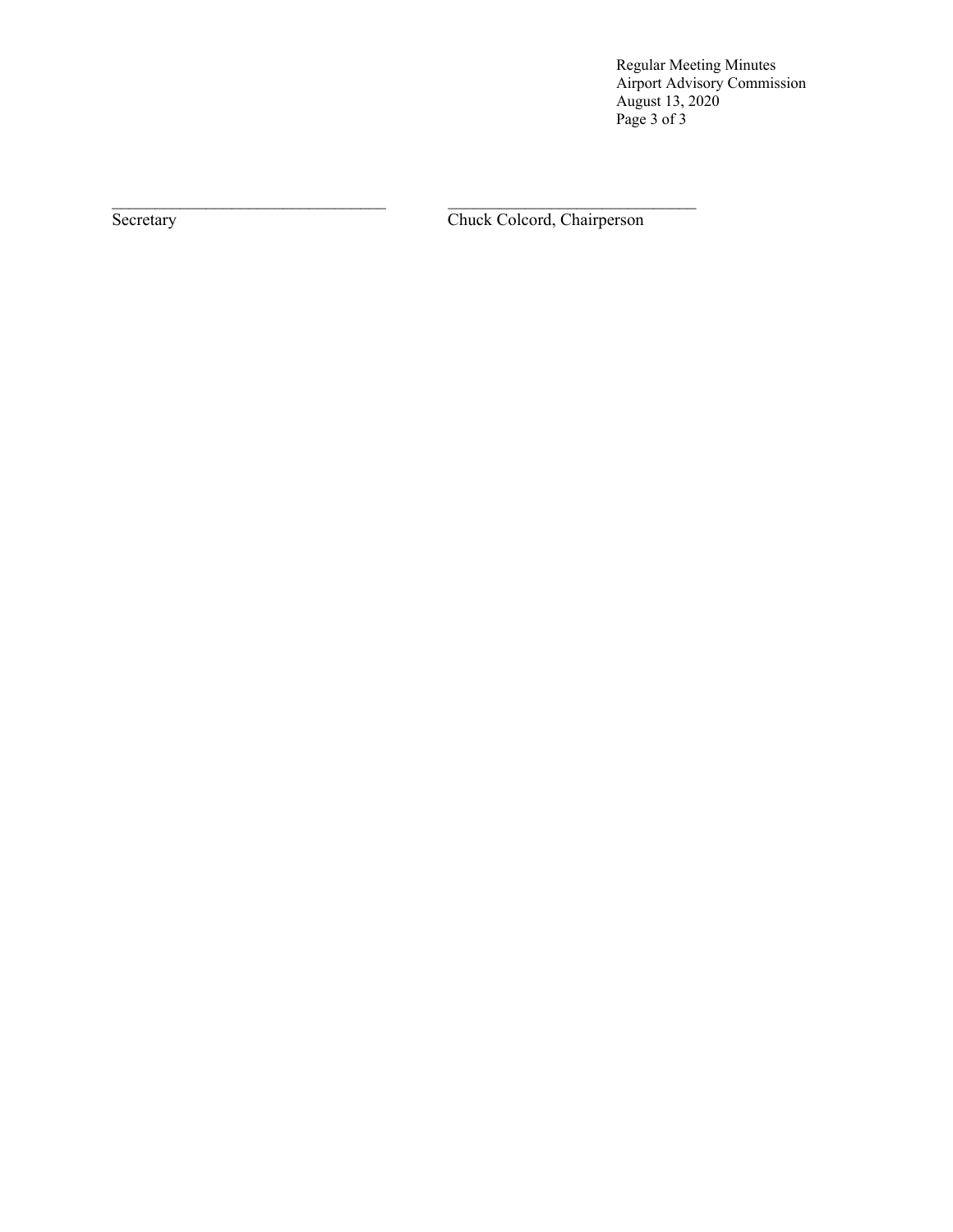\_\_\_\_\_\_\_\_\_\_\_\_\_\_\_\_\_\_\_\_\_\_\_\_\_\_\_\_\_\_\_\_\_\_\_ \_\_\_\_\_\_\_\_\_\_\_\_\_\_\_\_\_\_\_\_\_\_\_\_\_\_\_\_\_\_\_\_\_

Secretary Chuck Colcord, Chairperson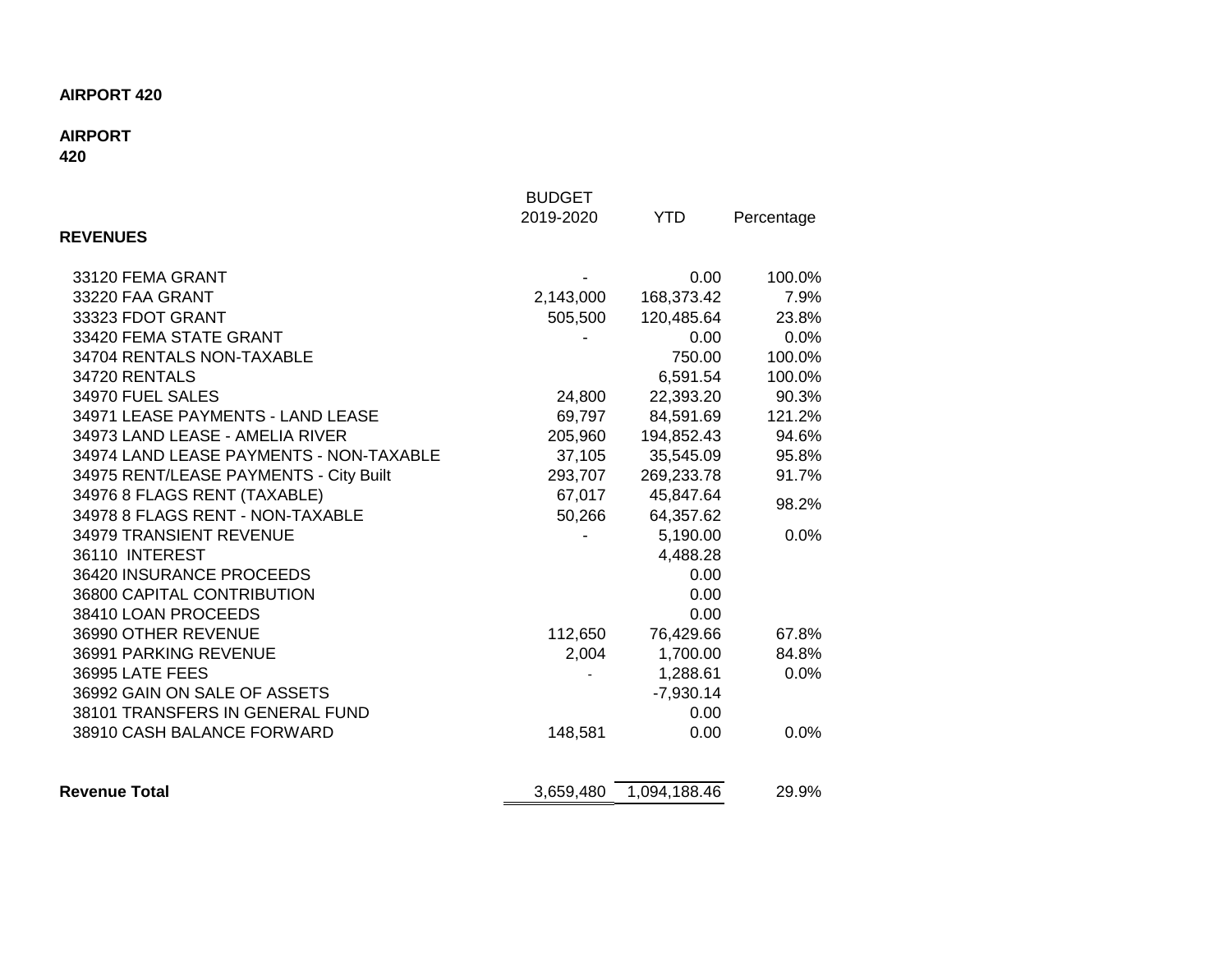**AIRPORT 420**

**AIRPORT**
**420**

| REVENUES | BUDGET 2019-2020 | YTD | Percentage |
|---|---|---|---|
| 33120 FEMA GRANT | - | 0.00 | 100.0% |
| 33220 FAA GRANT | 2,143,000 | 168,373.42 | 7.9% |
| 33323 FDOT GRANT | 505,500 | 120,485.64 | 23.8% |
| 33420 FEMA STATE GRANT | - | 0.00 | 0.0% |
| 34704 RENTALS NON-TAXABLE | | 750.00 | 100.0% |
| 34720 RENTALS | | 6,591.54 | 100.0% |
| 34970 FUEL SALES | 24,800 | 22,393.20 | 90.3% |
| 34971 LEASE PAYMENTS - LAND LEASE | 69,797 | 84,591.69 | 121.2% |
| 34973 LAND LEASE - AMELIA RIVER | 205,960 | 194,852.43 | 94.6% |
| 34974 LAND LEASE PAYMENTS - NON-TAXABLE | 37,105 | 35,545.09 | 95.8% |
| 34975 RENT/LEASE PAYMENTS - City Built | 293,707 | 269,233.78 | 91.7% |
| 34976 8 FLAGS RENT (TAXABLE) | 67,017 | 45,847.64 | 98.2% |
| 34978 8 FLAGS RENT - NON-TAXABLE | 50,266 | 64,357.62 | |
| 34979 TRANSIENT REVENUE | - | 5,190.00 | 0.0% |
| 36110 INTEREST | | 4,488.28 | |
| 36420 INSURANCE PROCEEDS | | 0.00 | |
| 36800 CAPITAL CONTRIBUTION | | 0.00 | |
| 38410 LOAN PROCEEDS | | 0.00 | |
| 36990 OTHER REVENUE | 112,650 | 76,429.66 | 67.8% |
| 36991 PARKING REVENUE | 2,004 | 1,700.00 | 84.8% |
| 36995 LATE FEES | - | 1,288.61 | 0.0% |
| 36992 GAIN ON SALE OF ASSETS | | -7,930.14 | |
| 38101 TRANSFERS IN GENERAL FUND | | 0.00 | |
| 38910 CASH BALANCE FORWARD | 148,581 | 0.00 | 0.0% |
| **Revenue Total** | 3,659,480 | 1,094,188.46 | 29.9% |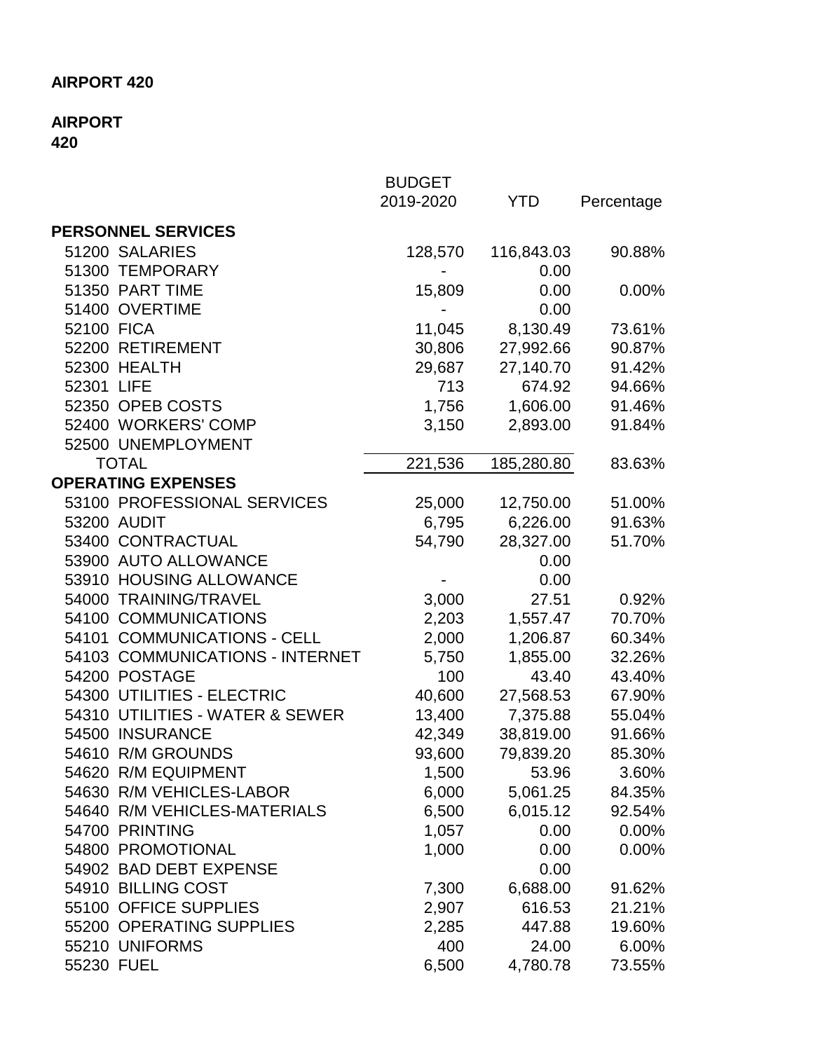**AIRPORT 420**

**AIRPORT**
**420**

| | BUDGET 2019-2020 | YTD | Percentage |
|---|---|---|---|
| **PERSONNEL SERVICES** | | | |
| 51200 SALARIES | 128,570 | 116,843.03 | 90.88% |
| 51300 TEMPORARY | - | 0.00 | |
| 51350 PART TIME | 15,809 | 0.00 | 0.00% |
| 51400 OVERTIME | - | 0.00 | |
| 52100 FICA | 11,045 | 8,130.49 | 73.61% |
| 52200 RETIREMENT | 30,806 | 27,992.66 | 90.87% |
| 52300 HEALTH | 29,687 | 27,140.70 | 91.42% |
| 52301 LIFE | 713 | 674.92 | 94.66% |
| 52350 OPEB COSTS | 1,756 | 1,606.00 | 91.46% |
| 52400 WORKERS' COMP | 3,150 | 2,893.00 | 91.84% |
| 52500 UNEMPLOYMENT | | | |
| TOTAL | 221,536 | 185,280.80 | 83.63% |
| **OPERATING EXPENSES** | | | |
| 53100 PROFESSIONAL SERVICES | 25,000 | 12,750.00 | 51.00% |
| 53200 AUDIT | 6,795 | 6,226.00 | 91.63% |
| 53400 CONTRACTUAL | 54,790 | 28,327.00 | 51.70% |
| 53900 AUTO ALLOWANCE | | 0.00 | |
| 53910 HOUSING ALLOWANCE | - | 0.00 | |
| 54000 TRAINING/TRAVEL | 3,000 | 27.51 | 0.92% |
| 54100 COMMUNICATIONS | 2,203 | 1,557.47 | 70.70% |
| 54101 COMMUNICATIONS - CELL | 2,000 | 1,206.87 | 60.34% |
| 54103 COMMUNICATIONS - INTERNET | 5,750 | 1,855.00 | 32.26% |
| 54200 POSTAGE | 100 | 43.40 | 43.40% |
| 54300 UTILITIES - ELECTRIC | 40,600 | 27,568.53 | 67.90% |
| 54310 UTILITIES - WATER & SEWER | 13,400 | 7,375.88 | 55.04% |
| 54500 INSURANCE | 42,349 | 38,819.00 | 91.66% |
| 54610 R/M GROUNDS | 93,600 | 79,839.20 | 85.30% |
| 54620 R/M EQUIPMENT | 1,500 | 53.96 | 3.60% |
| 54630 R/M VEHICLES-LABOR | 6,000 | 5,061.25 | 84.35% |
| 54640 R/M VEHICLES-MATERIALS | 6,500 | 6,015.12 | 92.54% |
| 54700 PRINTING | 1,057 | 0.00 | 0.00% |
| 54800 PROMOTIONAL | 1,000 | 0.00 | 0.00% |
| 54902 BAD DEBT EXPENSE | | 0.00 | |
| 54910 BILLING COST | 7,300 | 6,688.00 | 91.62% |
| 55100 OFFICE SUPPLIES | 2,907 | 616.53 | 21.21% |
| 55200 OPERATING SUPPLIES | 2,285 | 447.88 | 19.60% |
| 55210 UNIFORMS | 400 | 24.00 | 6.00% |
| 55230 FUEL | 6,500 | 4,780.78 | 73.55% |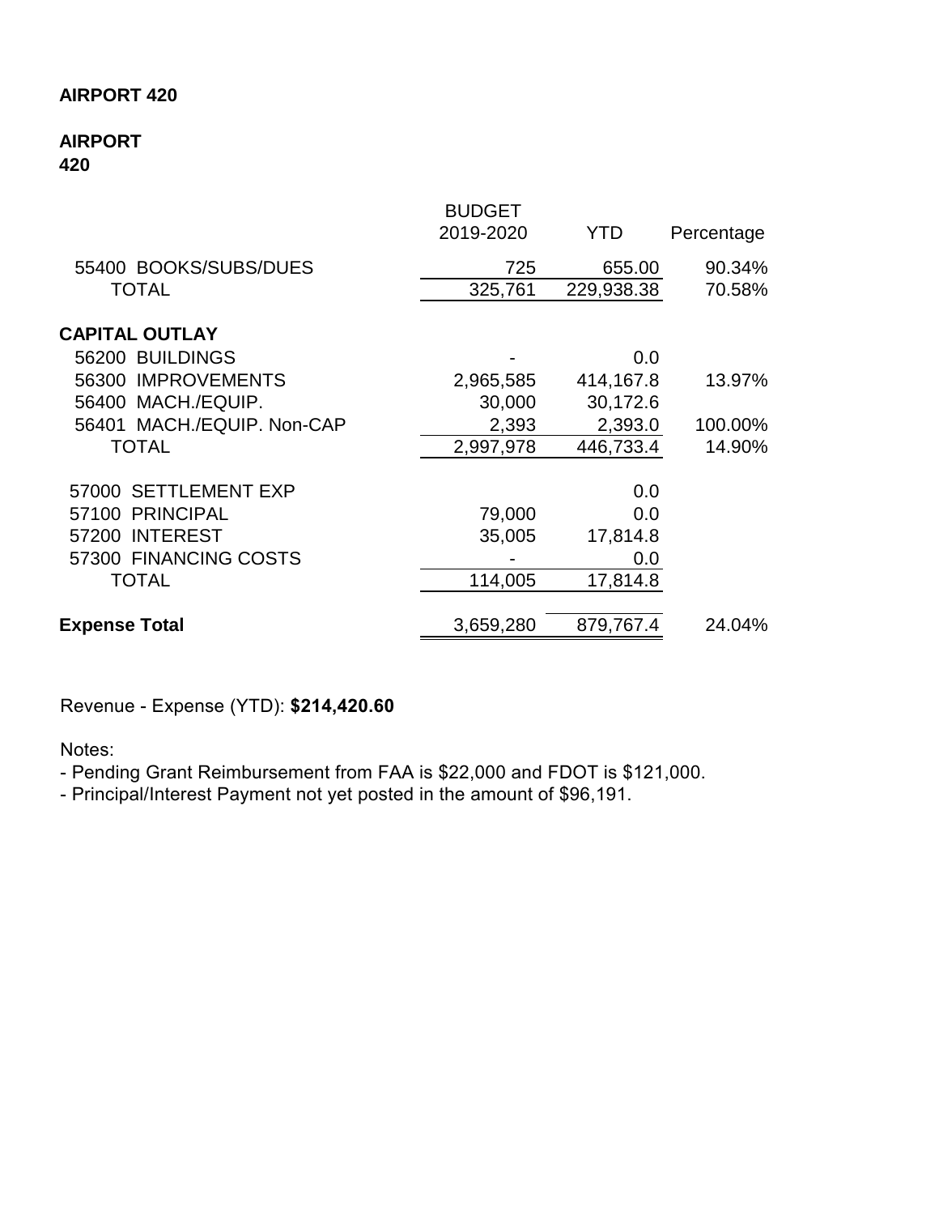**AIRPORT 420**

**AIRPORT**
**420**

| | BUDGET 2019-2020 | YTD | Percentage |
|---|---|---|---|
| 55400 BOOKS/SUBS/DUES | 725 | 655.00 | 90.34% |
| TOTAL | 325,761 | 229,938.38 | 70.58% |
| | | | |
| **CAPITAL OUTLAY** | | | |
| 56200 BUILDINGS | - | 0.0 | |
| 56300 IMPROVEMENTS | 2,965,585 | 414,167.8 | 13.97% |
| 56400 MACH./EQUIP. | 30,000 | 30,172.6 | |
| 56401 MACH./EQUIP. Non-CAP | 2,393 | 2,393.0 | 100.00% |
| TOTAL | 2,997,978 | 446,733.4 | 14.90% |
| | | | |
| 57000 SETTLEMENT EXP | | 0.0 | |
| 57100 PRINCIPAL | 79,000 | 0.0 | |
| 57200 INTEREST | 35,005 | 17,814.8 | |
| 57300 FINANCING COSTS | - | 0.0 | |
| TOTAL | 114,005 | 17,814.8 | |
| | | | |
| **Expense Total** | 3,659,280 | 879,767.4 | 24.04% |

Revenue - Expense (YTD): **$214,420.60**

Notes:

- Pending Grant Reimbursement from FAA is $22,000 and FDOT is $121,000.
- Principal/Interest Payment not yet posted in the amount of $96,191.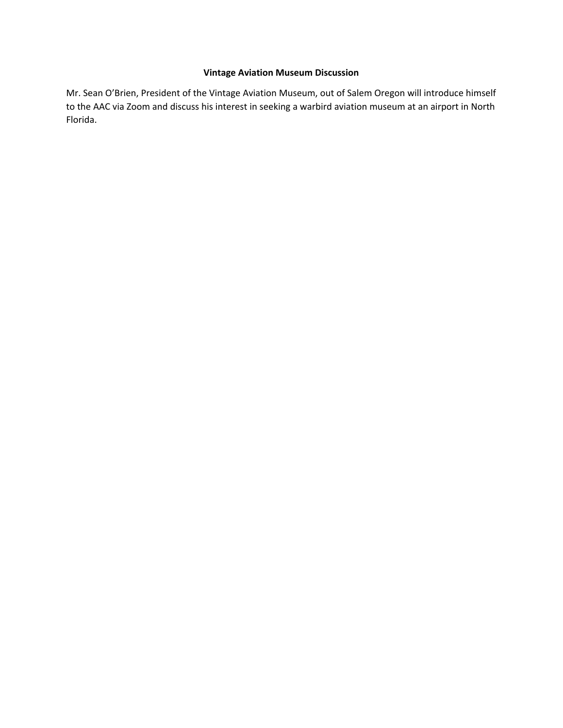**Vintage Aviation Museum Discussion**

Mr. Sean O'Brien, President of the Vintage Aviation Museum, out of Salem Oregon will introduce himself to the AAC via Zoom and discuss his interest in seeking a warbird aviation museum at an airport in North Florida.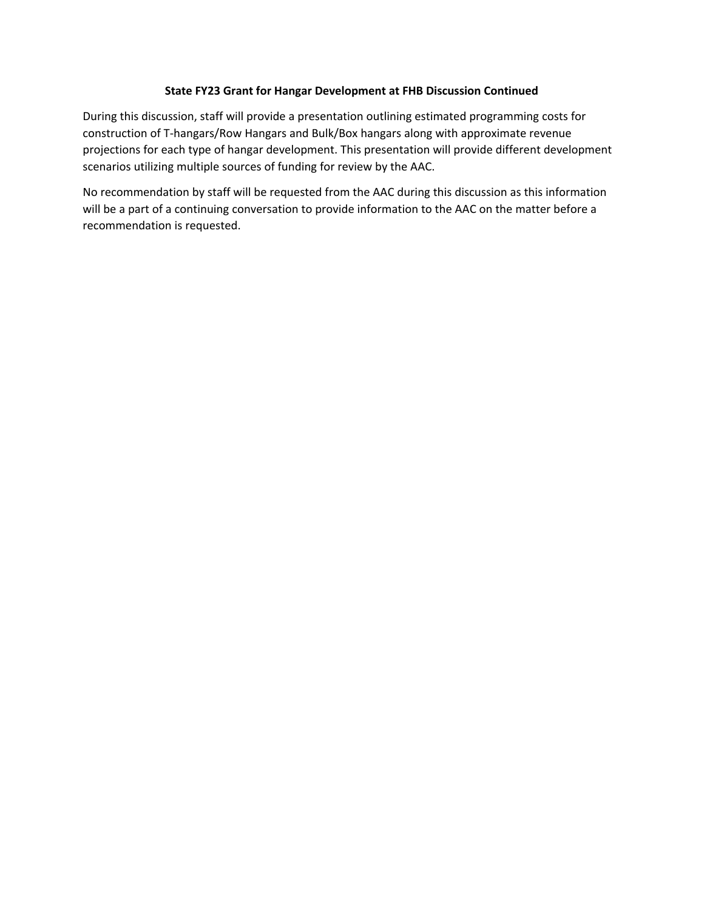**State FY23 Grant for Hangar Development at FHB Discussion Continued**

During this discussion, staff will provide a presentation outlining estimated programming costs for construction of T-hangars/Row Hangars and Bulk/Box hangars along with approximate revenue projections for each type of hangar development. This presentation will provide different development scenarios utilizing multiple sources of funding for review by the AAC.

No recommendation by staff will be requested from the AAC during this discussion as this information will be a part of a continuing conversation to provide information to the AAC on the matter before a recommendation is requested.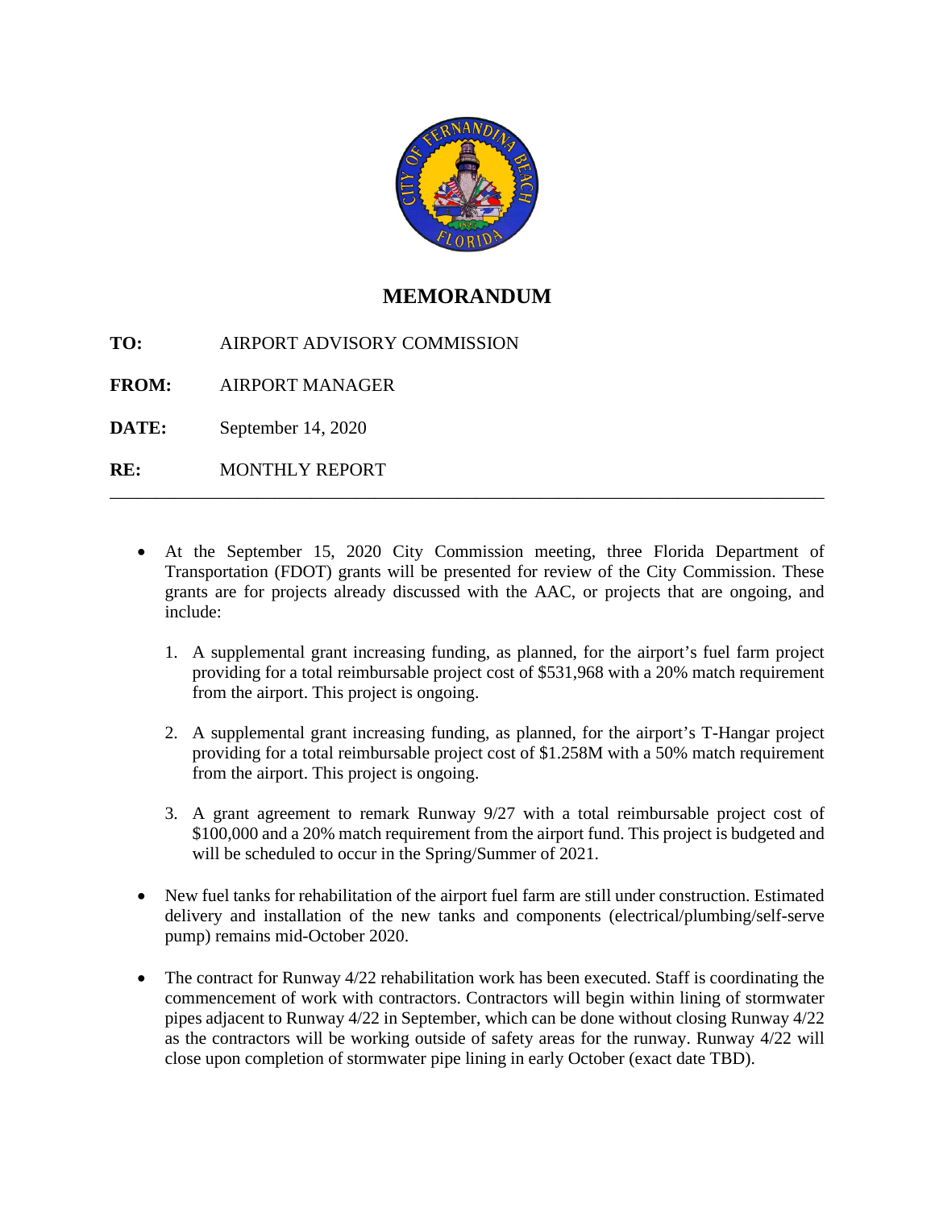# MEMORANDUM

**TO:** AIRPORT ADVISORY COMMISSION

**FROM:** AIRPORT MANAGER

**DATE:** September 14, 2020

**RE:** MONTHLY REPORT

---

- At the September 15, 2020 City Commission meeting, three Florida Department of Transportation (FDOT) grants will be presented for review of the City Commission. These grants are for projects already discussed with the AAC, or projects that are ongoing, and include:

  1. A supplemental grant increasing funding, as planned, for the airport's fuel farm project providing for a total reimbursable project cost of $531,968 with a 20% match requirement from the airport. This project is ongoing.

  2. A supplemental grant increasing funding, as planned, for the airport's T-Hangar project providing for a total reimbursable project cost of $1.258M with a 50% match requirement from the airport. This project is ongoing.

  3. A grant agreement to remark Runway 9/27 with a total reimbursable project cost of $100,000 and a 20% match requirement from the airport fund. This project is budgeted and will be scheduled to occur in the Spring/Summer of 2021.

- New fuel tanks for rehabilitation of the airport fuel farm are still under construction. Estimated delivery and installation of the new tanks and components (electrical/plumbing/self-serve pump) remains mid-October 2020.

- The contract for Runway 4/22 rehabilitation work has been executed. Staff is coordinating the commencement of work with contractors. Contractors will begin within lining of stormwater pipes adjacent to Runway 4/22 in September, which can be done without closing Runway 4/22 as the contractors will be working outside of safety areas for the runway. Runway 4/22 will close upon completion of stormwater pipe lining in early October (exact date TBD).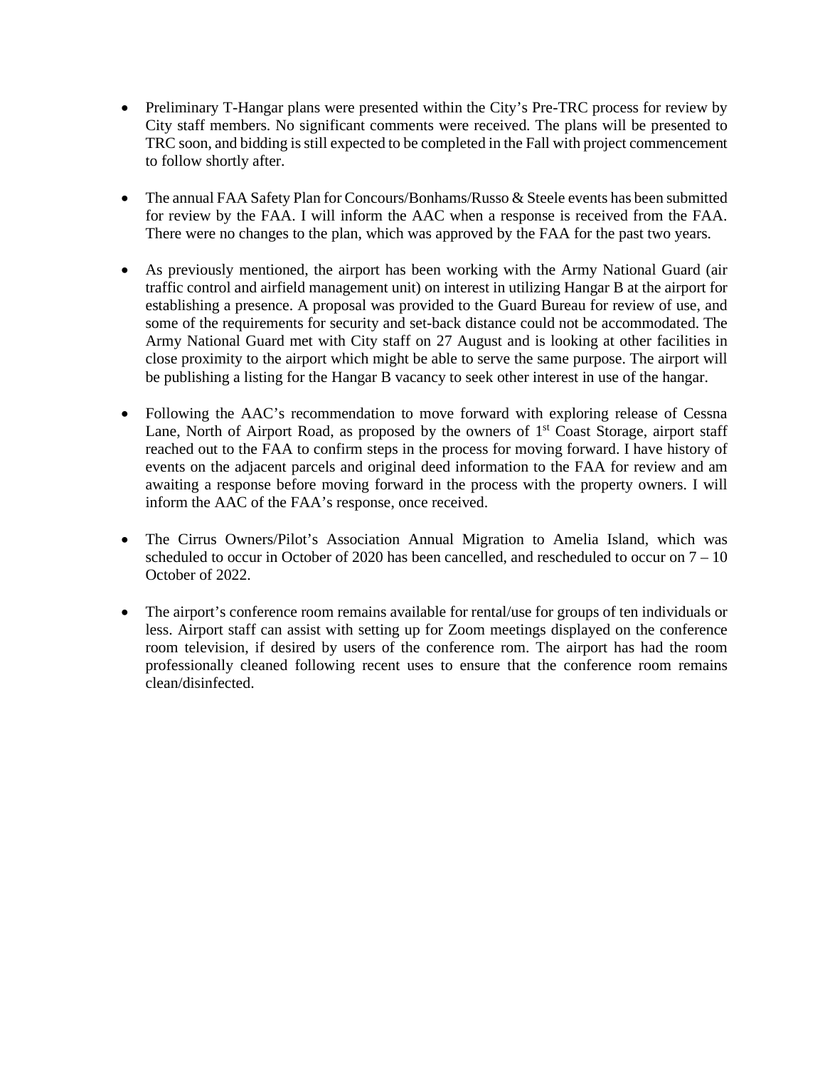- Preliminary T-Hangar plans were presented within the City's Pre-TRC process for review by City staff members. No significant comments were received. The plans will be presented to TRC soon, and bidding is still expected to be completed in the Fall with project commencement to follow shortly after.

- The annual FAA Safety Plan for Concours/Bonhams/Russo & Steele events has been submitted for review by the FAA. I will inform the AAC when a response is received from the FAA. There were no changes to the plan, which was approved by the FAA for the past two years.

- As previously mentioned, the airport has been working with the Army National Guard (air traffic control and airfield management unit) on interest in utilizing Hangar B at the airport for establishing a presence. A proposal was provided to the Guard Bureau for review of use, and some of the requirements for security and set-back distance could not be accommodated. The Army National Guard met with City staff on 27 August and is looking at other facilities in close proximity to the airport which might be able to serve the same purpose. The airport will be publishing a listing for the Hangar B vacancy to seek other interest in use of the hangar.

- Following the AAC's recommendation to move forward with exploring release of Cessna Lane, North of Airport Road, as proposed by the owners of 1st Coast Storage, airport staff reached out to the FAA to confirm steps in the process for moving forward. I have history of events on the adjacent parcels and original deed information to the FAA for review and am awaiting a response before moving forward in the process with the property owners. I will inform the AAC of the FAA's response, once received.

- The Cirrus Owners/Pilot's Association Annual Migration to Amelia Island, which was scheduled to occur in October of 2020 has been cancelled, and rescheduled to occur on 7 – 10 October of 2022.

- The airport's conference room remains available for rental/use for groups of ten individuals or less. Airport staff can assist with setting up for Zoom meetings displayed on the conference room television, if desired by users of the conference rom. The airport has had the room professionally cleaned following recent uses to ensure that the conference room remains clean/disinfected.